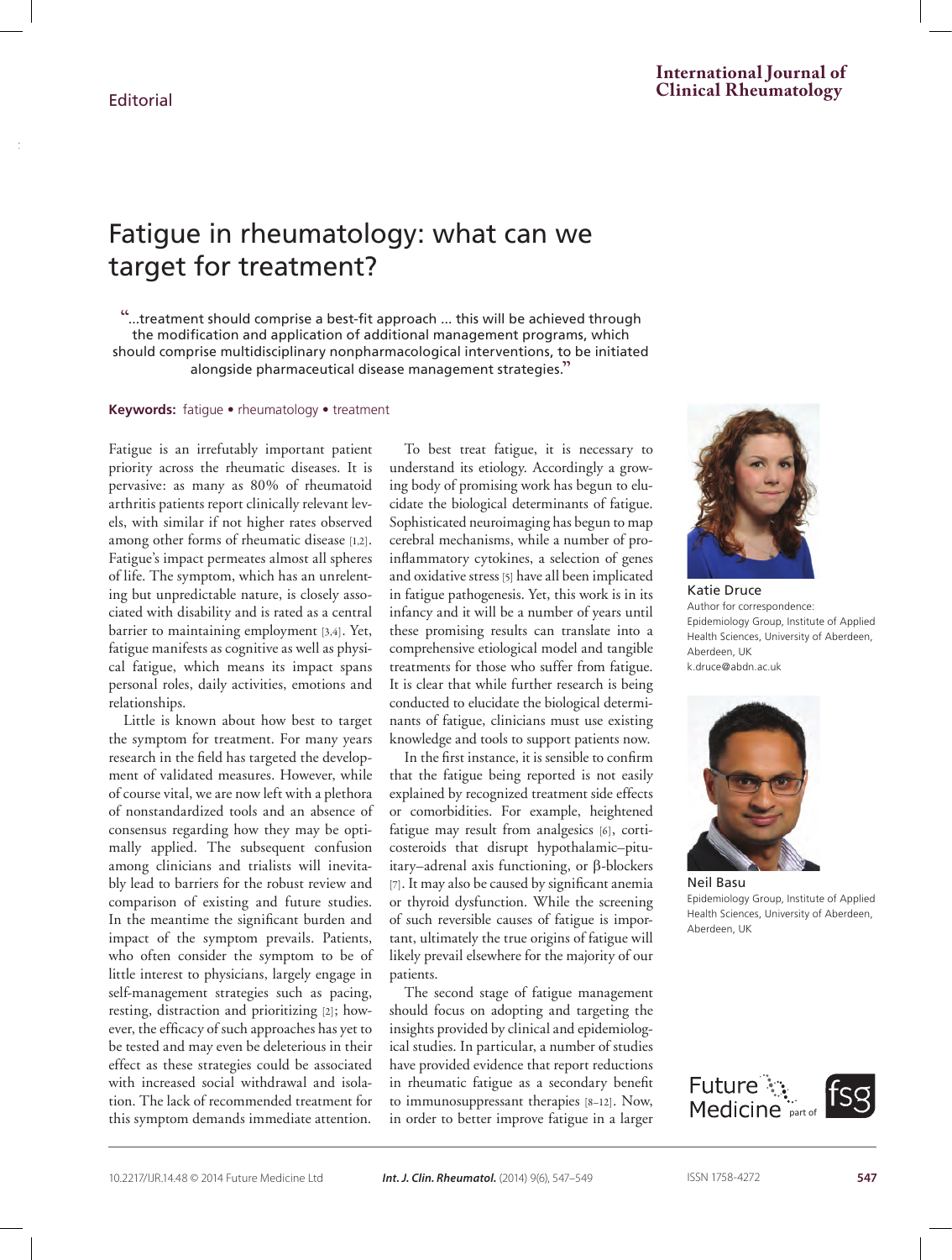Editorial

# Fatigue in rheumatology: what can we target for treatment?

"...treatment should comprise a best-fit approach ... this will be achieved through the modification and application of additional management programs, which should comprise multidisciplinary nonpharmacological interventions, to be initiated alongside pharmaceutical disease management strategies."

**Keywords:** fatigue • rheumatology • treatment

Katie Druce
Author for correspondence:
Epidemiology Group, Institute of Applied Health Sciences, University of Aberdeen, Aberdeen, UK
k.druce@abdn.ac.uk

Neil Basu
Epidemiology Group, Institute of Applied Health Sciences, University of Aberdeen, Aberdeen, UK

Fatigue is an irrefutably important patient priority across the rheumatic diseases. It is pervasive: as many as 80% of rheumatoid arthritis patients report clinically relevant levels, with similar if not higher rates observed among other forms of rheumatic disease [1,2]. Fatigue's impact permeates almost all spheres of life. The symptom, which has an unrelenting but unpredictable nature, is closely associated with disability and is rated as a central barrier to maintaining employment [3,4]. Yet, fatigue manifests as cognitive as well as physical fatigue, which means its impact spans personal roles, daily activities, emotions and relationships.

Little is known about how best to target the symptom for treatment. For many years research in the field has targeted the development of validated measures. However, while of course vital, we are now left with a plethora of nonstandardized tools and an absence of consensus regarding how they may be optimally applied. The subsequent confusion among clinicians and trialists will inevitably lead to barriers for the robust review and comparison of existing and future studies. In the meantime the significant burden and impact of the symptom prevails. Patients, who often consider the symptom to be of little interest to physicians, largely engage in self-management strategies such as pacing, resting, distraction and prioritizing [2]; however, the efficacy of such approaches has yet to be tested and may even be deleterious in their effect as these strategies could be associated with increased social withdrawal and isolation. The lack of recommended treatment for this symptom demands immediate attention.

To best treat fatigue, it is necessary to understand its etiology. Accordingly a growing body of promising work has begun to elucidate the biological determinants of fatigue. Sophisticated neuroimaging has begun to map cerebral mechanisms, while a number of proinflammatory cytokines, a selection of genes and oxidative stress [5] have all been implicated in fatigue pathogenesis. Yet, this work is in its infancy and it will be a number of years until these promising results can translate into a comprehensive etiological model and tangible treatments for those who suffer from fatigue. It is clear that while further research is being conducted to elucidate the biological determinants of fatigue, clinicians must use existing knowledge and tools to support patients now.

In the first instance, it is sensible to confirm that the fatigue being reported is not easily explained by recognized treatment side effects or comorbidities. For example, heightened fatigue may result from analgesics [6], corticosteroids that disrupt hypothalamic–pituitary–adrenal axis functioning, or β-blockers [7]. It may also be caused by significant anemia or thyroid dysfunction. While the screening of such reversible causes of fatigue is important, ultimately the true origins of fatigue will likely prevail elsewhere for the majority of our patients.

The second stage of fatigue management should focus on adopting and targeting the insights provided by clinical and epidemiological studies. In particular, a number of studies have provided evidence that report reductions in rheumatic fatigue as a secondary benefit to immunosuppressant therapies [8–12]. Now, in order to better improve fatigue in a larger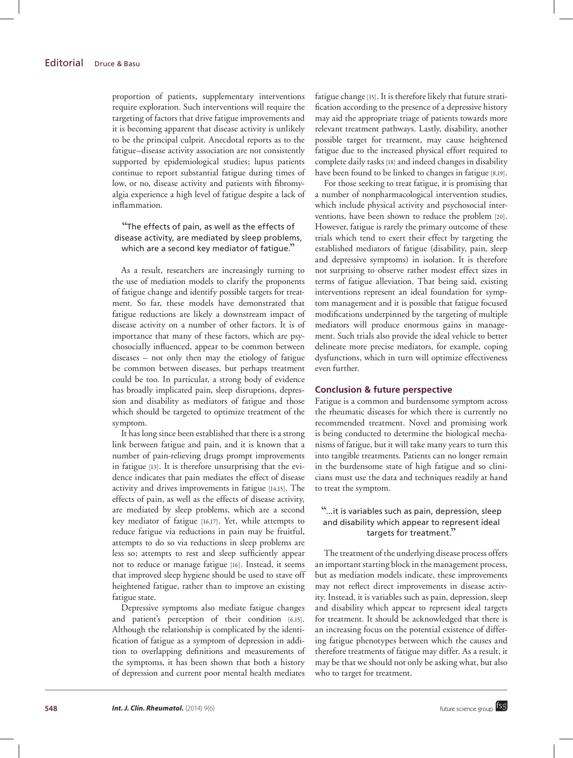proportion of patients, supplementary interventions require exploration. Such interventions will require the targeting of factors that drive fatigue improvements and it is becoming apparent that disease activity is unlikely to be the principal culprit. Anecdotal reports as to the fatigue–disease activity association are not consistently supported by epidemiological studies; lupus patients continue to report substantial fatigue during times of low, or no, disease activity and patients with fibromyalgia experience a high level of fatigue despite a lack of inflammation.

> "The effects of pain, as well as the effects of disease activity, are mediated by sleep problems, which are a second key mediator of fatigue."

As a result, researchers are increasingly turning to the use of mediation models to clarify the proponents of fatigue change and identify possible targets for treatment. So far, these models have demonstrated that fatigue reductions are likely a downstream impact of disease activity on a number of other factors. It is of importance that many of these factors, which are psychosocially influenced, appear to be common between diseases – not only then may the etiology of fatigue be common between diseases, but perhaps treatment could be too. In particular, a strong body of evidence has broadly implicated pain, sleep disruptions, depression and disability as mediators of fatigue and those which should be targeted to optimize treatment of the symptom.

It has long since been established that there is a strong link between fatigue and pain, and it is known that a number of pain-relieving drugs prompt improvements in fatigue [13]. It is therefore unsurprising that the evidence indicates that pain mediates the effect of disease activity and drives improvements in fatigue [14,15]. The effects of pain, as well as the effects of disease activity, are mediated by sleep problems, which are a second key mediator of fatigue [16,17]. Yet, while attempts to reduce fatigue via reductions in pain may be fruitful, attempts to do so via reductions in sleep problems are less so; attempts to rest and sleep sufficiently appear not to reduce or manage fatigue [16]. Instead, it seems that improved sleep hygiene should be used to stave off heightened fatigue, rather than to improve an existing fatigue state.

Depressive symptoms also mediate fatigue changes and patient's perception of their condition [6,15]. Although the relationship is complicated by the identification of fatigue as a symptom of depression in addition to overlapping definitions and measurements of the symptoms, it has been shown that both a history of depression and current poor mental health mediates fatigue change [15]. It is therefore likely that future stratification according to the presence of a depressive history may aid the appropriate triage of patients towards more relevant treatment pathways. Lastly, disability, another possible target for treatment, may cause heightened fatigue due to the increased physical effort required to complete daily tasks [18] and indeed changes in disability have been found to be linked to changes in fatigue [8,19].

For those seeking to treat fatigue, it is promising that a number of nonpharmacological intervention studies, which include physical activity and psychosocial interventions, have been shown to reduce the problem [20]. However, fatigue is rarely the primary outcome of these trials which tend to exert their effect by targeting the established mediators of fatigue (disability, pain, sleep and depressive symptoms) in isolation. It is therefore not surprising to observe rather modest effect sizes in terms of fatigue alleviation. That being said, existing interventions represent an ideal foundation for symptom management and it is possible that fatigue focused modifications underpinned by the targeting of multiple mediators will produce enormous gains in management. Such trials also provide the ideal vehicle to better delineate more precise mediators, for example, coping dysfunctions, which in turn will optimize effectiveness even further.

## Conclusion & future perspective

Fatigue is a common and burdensome symptom across the rheumatic diseases for which there is currently no recommended treatment. Novel and promising work is being conducted to determine the biological mechanisms of fatigue, but it will take many years to turn this into tangible treatments. Patients can no longer remain in the burdensome state of high fatigue and so clinicians must use the data and techniques readily at hand to treat the symptom.

> "...it is variables such as pain, depression, sleep and disability which appear to represent ideal targets for treatment."

The treatment of the underlying disease process offers an important starting block in the management process, but as mediation models indicate, these improvements may not reflect direct improvements in disease activity. Instead, it is variables such as pain, depression, sleep and disability which appear to represent ideal targets for treatment. It should be acknowledged that there is an increasing focus on the potential existence of differing fatigue phenotypes between which the causes and therefore treatments of fatigue may differ. As a result, it may be that we should not only be asking what, but also who to target for treatment.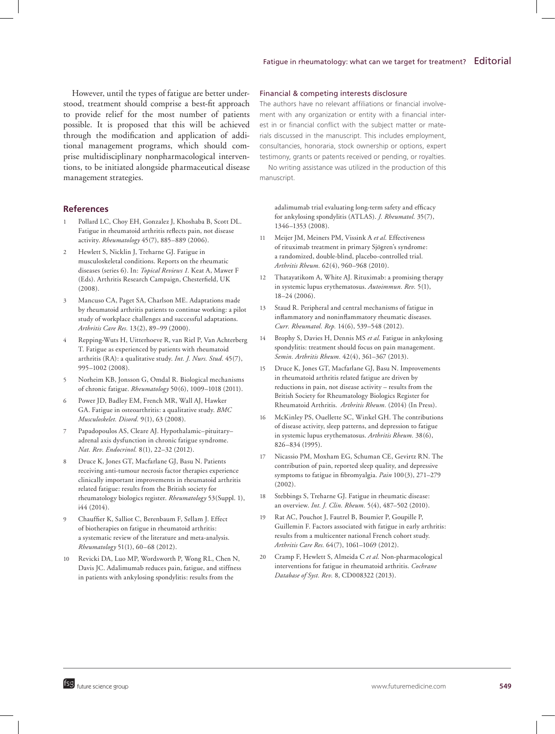However, until the types of fatigue are better understood, treatment should comprise a best-fit approach to provide relief for the most number of patients possible. It is proposed that this will be achieved through the modification and application of additional management programs, which should comprise multidisciplinary nonpharmacological interventions, to be initiated alongside pharmaceutical disease management strategies.

#### Financial & competing interests disclosure

The authors have no relevant affiliations or financial involvement with any organization or entity with a financial interest in or financial conflict with the subject matter or materials discussed in the manuscript. This includes employment, consultancies, honoraria, stock ownership or options, expert testimony, grants or patents received or pending, or royalties.

No writing assistance was utilized in the production of this manuscript.

## References

1. Pollard LC, Choy EH, Gonzalez J, Khoshaba B, Scott DL. Fatigue in rheumatoid arthritis reflects pain, not disease activity. *Rheumatology* 45(7), 885–889 (2006).
2. Hewlett S, Nicklin J, Treharne GJ. Fatigue in musculoskeletal conditions. Reports on the rheumatic diseases (series 6). In: *Topical Reviews 1.* Keat A, Mawer F (Eds). Arthritis Research Campaign, Chesterfield, UK (2008).
3. Mancuso CA, Paget SA, Charlson ME. Adaptations made by rheumatoid arthritis patients to continue working: a pilot study of workplace challenges and successful adaptations. *Arthritis Care Res.* 13(2), 89–99 (2000).
4. Repping-Wuts H, Uitterhoeve R, van Riel P, Van Achterberg T. Fatigue as experienced by patients with rheumatoid arthritis (RA): a qualitative study. *Int. J. Nurs. Stud.* 45(7), 995–1002 (2008).
5. Norheim KB, Jonsson G, Omdal R. Biological mechanisms of chronic fatigue. *Rheumatology* 50(6), 1009–1018 (2011).
6. Power JD, Badley EM, French MR, Wall AJ, Hawker GA. Fatigue in osteoarthritis: a qualitative study. *BMC Musculoskelet. Disord.* 9(1), 63 (2008).
7. Papadopoulos AS, Cleare AJ. Hypothalamic–pituitary–adrenal axis dysfunction in chronic fatigue syndrome. *Nat. Rev. Endocrinol.* 8(1), 22–32 (2012).
8. Druce K, Jones GT, Macfarlane GJ, Basu N. Patients receiving anti-tumour necrosis factor therapies experience clinically important improvements in rheumatoid arthritis related fatigue: results from the British society for rheumatology biologics register. *Rheumatology* 53(Suppl. 1), i44 (2014).
9. Chauffier K, Salliot C, Berenbaum F, Sellam J. Effect of biotherapies on fatigue in rheumatoid arthritis: a systematic review of the literature and meta-analysis. *Rheumatology* 51(1), 60–68 (2012).
10. Revicki DA, Luo MP, Wordsworth P, Wong RL, Chen N, Davis JC. Adalimumab reduces pain, fatigue, and stiffness in patients with ankylosing spondylitis: results from the adalimumab trial evaluating long-term safety and efficacy for ankylosing spondylitis (ATLAS). *J. Rheumatol.* 35(7), 1346–1353 (2008).
11. Meijer JM, Meiners PM, Vissink A *et al.* Effectiveness of rituximab treatment in primary Sjögren's syndrome: a randomized, double-blind, placebo-controlled trial. *Arthritis Rheum.* 62(4), 960–968 (2010).
12. Thatayatikom A, White AJ. Rituximab: a promising therapy in systemic lupus erythematosus. *Autoimmun. Rev.* 5(1), 18–24 (2006).
13. Staud R. Peripheral and central mechanisms of fatigue in inflammatory and noninflammatory rheumatic diseases. *Curr. Rheumatol. Rep.* 14(6), 539–548 (2012).
14. Brophy S, Davies H, Dennis MS *et al.* Fatigue in ankylosing spondylitis: treatment should focus on pain management. *Semin. Arthritis Rheum.* 42(4), 361–367 (2013).
15. Druce K, Jones GT, Macfarlane GJ, Basu N. Improvements in rheumatoid arthritis related fatigue are driven by reductions in pain, not disease activity – results from the British Society for Rheumatology Biologics Register for Rheumatoid Arthritis. *Arthritis Rheum.* (2014) (In Press).
16. McKinley PS, Ouellette SC, Winkel GH. The contributions of disease activity, sleep patterns, and depression to fatigue in systemic lupus erythematosus. *Arthritis Rheum.* 38(6), 826–834 (1995).
17. Nicassio PM, Moxham EG, Schuman CE, Gevirtz RN. The contribution of pain, reported sleep quality, and depressive symptoms to fatigue in fibromyalgia. *Pain* 100(3), 271–279 (2002).
18. Stebbings S, Treharne GJ. Fatigue in rheumatic disease: an overview. *Int. J. Clin. Rheum.* 5(4), 487–502 (2010).
19. Rat AC, Pouchot J, Fautrel B, Boumier P, Goupille P, Guillemin F. Factors associated with fatigue in early arthritis: results from a multicenter national French cohort study. *Arthritis Care Res.* 64(7), 1061–1069 (2012).
20. Cramp F, Hewlett S, Almeida C *et al.* Non-pharmacological interventions for fatigue in rheumatoid arthritis. *Cochrane Database of Syst. Rev.* 8, CD008322 (2013).